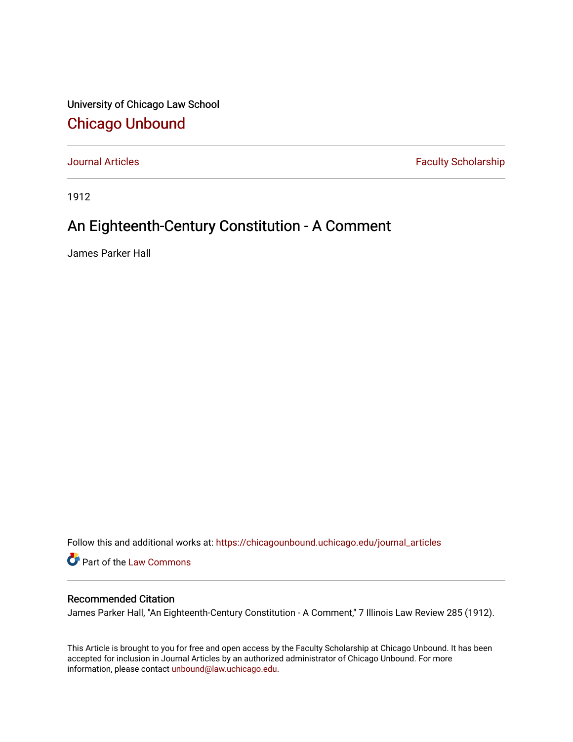University of Chicago Law School

## Chicago Unbound

Journal Articles | Faculty Scholarship

1912

# An Eighteenth-Century Constitution - A Comment

James Parker Hall

Follow this and additional works at: https://chicagounbound.uchicago.edu/journal_articles

Part of the Law Commons

### Recommended Citation

James Parker Hall, "An Eighteenth-Century Constitution - A Comment," 7 Illinois Law Review 285 (1912).

This Article is brought to you for free and open access by the Faculty Scholarship at Chicago Unbound. It has been accepted for inclusion in Journal Articles by an authorized administrator of Chicago Unbound. For more information, please contact unbound@law.uchicago.edu.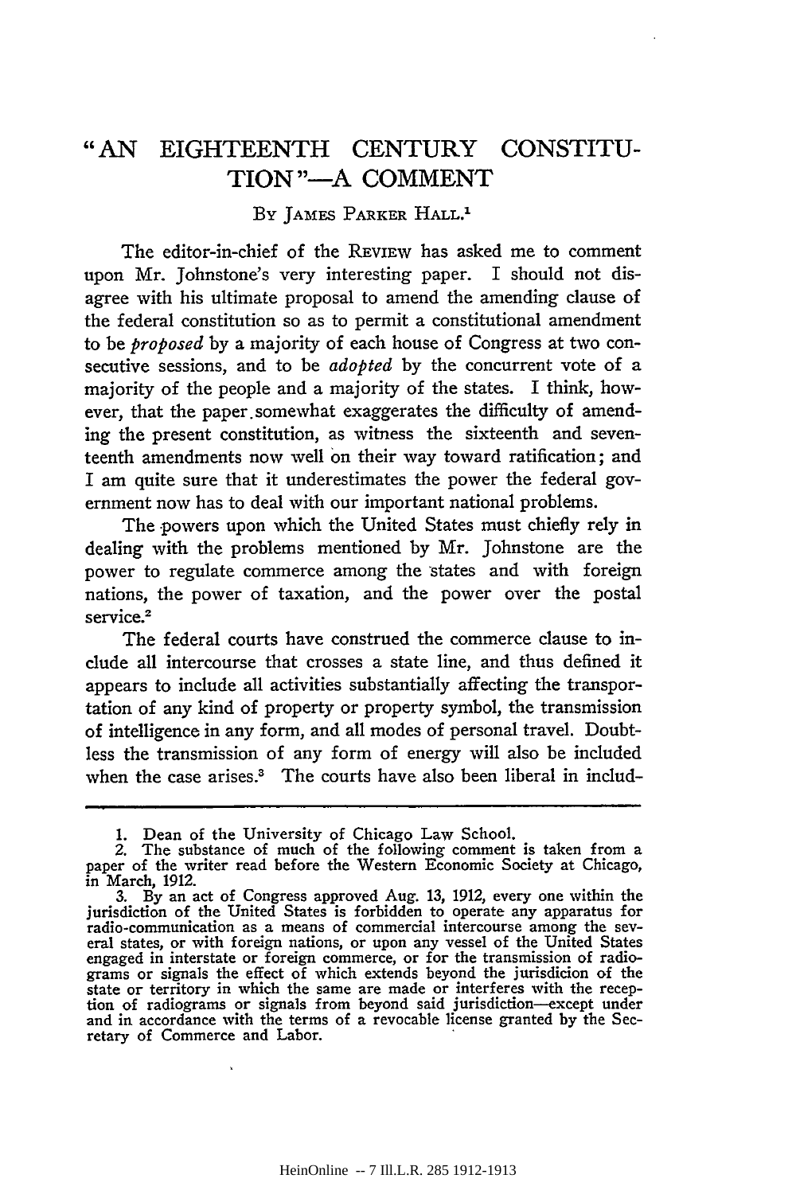# "AN EIGHTEENTH CENTURY CONSTITUTION"—A COMMENT

By James Parker Hall.[1]

The editor-in-chief of the Review has asked me to comment upon Mr. Johnstone's very interesting paper. I should not disagree with his ultimate proposal to amend the amending clause of the federal constitution so as to permit a constitutional amendment to be *proposed* by a majority of each house of Congress at two consecutive sessions, and to be *adopted* by the concurrent vote of a majority of the people and a majority of the states. I think, however, that the paper somewhat exaggerates the difficulty of amending the present constitution, as witness the sixteenth and seventeenth amendments now well on their way toward ratification; and I am quite sure that it underestimates the power the federal government now has to deal with our important national problems.

The powers upon which the United States must chiefly rely in dealing with the problems mentioned by Mr. Johnstone are the power to regulate commerce among the states and with foreign nations, the power of taxation, and the power over the postal service.[2]

The federal courts have construed the commerce clause to include all intercourse that crosses a state line, and thus defined it appears to include all activities substantially affecting the transportation of any kind of property or property symbol, the transmission of intelligence in any form, and all modes of personal travel. Doubtless the transmission of any form of energy will also be included when the case arises.[3] The courts have also been liberal in includ-

---

1. Dean of the University of Chicago Law School.

2. The substance of much of the following comment is taken from a paper of the writer read before the Western Economic Society at Chicago, in March, 1912.

3. By an act of Congress approved Aug. 13, 1912, every one within the jurisdiction of the United States is forbidden to operate any apparatus for radio-communication as a means of commercial intercourse among the several states, or with foreign nations, or upon any vessel of the United States engaged in interstate or foreign commerce, or for the transmission of radiograms or signals the effect of which extends beyond the jurisdicion of the state or territory in which the same are made or interferes with the reception of radiograms or signals from beyond said jurisdiction—except under and in accordance with the terms of a revocable license granted by the Secretary of Commerce and Labor.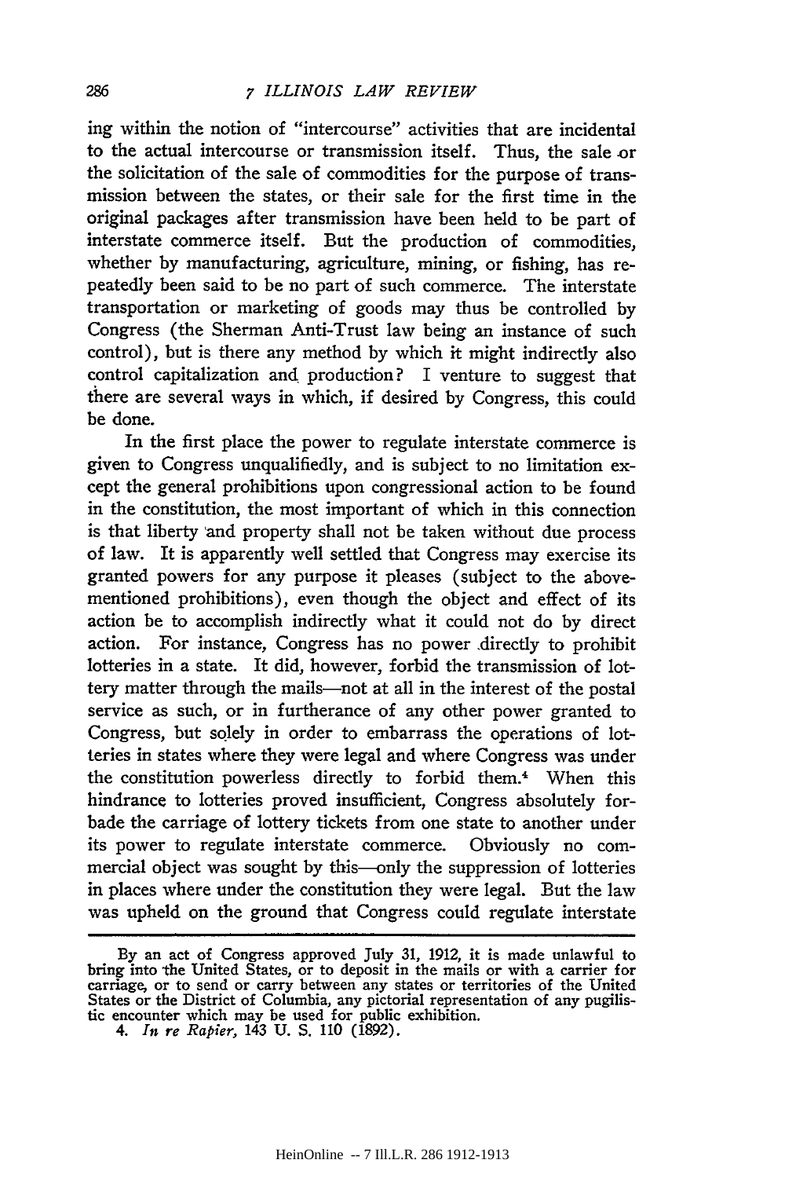ing within the notion of "intercourse" activities that are incidental to the actual intercourse or transmission itself. Thus, the sale or the solicitation of the sale of commodities for the purpose of transmission between the states, or their sale for the first time in the original packages after transmission have been held to be part of interstate commerce itself. But the production of commodities, whether by manufacturing, agriculture, mining, or fishing, has repeatedly been said to be no part of such commerce. The interstate transportation or marketing of goods may thus be controlled by Congress (the Sherman Anti-Trust law being an instance of such control), but is there any method by which it might indirectly also control capitalization and production? I venture to suggest that there are several ways in which, if desired by Congress, this could be done.

In the first place the power to regulate interstate commerce is given to Congress unqualifiedly, and is subject to no limitation except the general prohibitions upon congressional action to be found in the constitution, the most important of which in this connection is that liberty and property shall not be taken without due process of law. It is apparently well settled that Congress may exercise its granted powers for any purpose it pleases (subject to the above-mentioned prohibitions), even though the object and effect of its action be to accomplish indirectly what it could not do by direct action. For instance, Congress has no power directly to prohibit lotteries in a state. It did, however, forbid the transmission of lottery matter through the mails—not at all in the interest of the postal service as such, or in furtherance of any other power granted to Congress, but solely in order to embarrass the operations of lotteries in states where they were legal and where Congress was under the constitution powerless directly to forbid them.[4] When this hindrance to lotteries proved insufficient, Congress absolutely forbade the carriage of lottery tickets from one state to another under its power to regulate interstate commerce. Obviously no commercial object was sought by this—only the suppression of lotteries in places where under the constitution they were legal. But the law was upheld on the ground that Congress could regulate interstate

---

By an act of Congress approved July 31, 1912, it is made unlawful to bring into the United States, or to deposit in the mails or with a carrier for carriage, or to send or carry between any states or territories of the United States or the District of Columbia, any pictorial representation of any pugilistic encounter which may be used for public exhibition.

4. *In re Rapier,* 143 U. S. 110 (1892).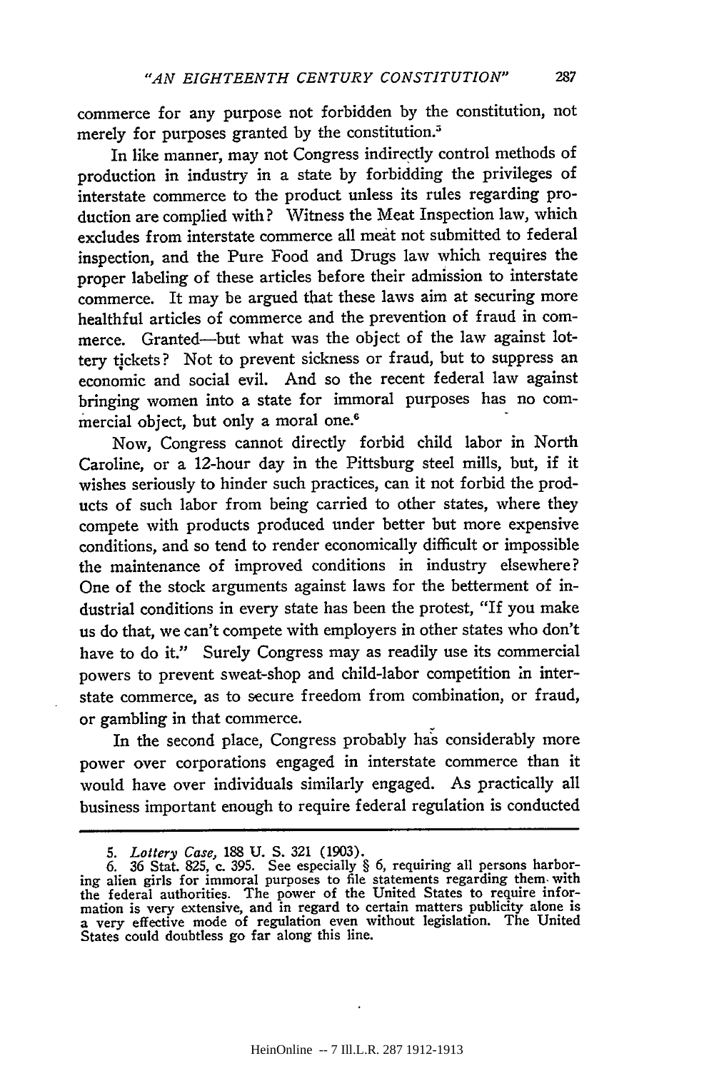commerce for any purpose not forbidden by the constitution, not merely for purposes granted by the constitution.[5]

In like manner, may not Congress indirectly control methods of production in industry in a state by forbidding the privileges of interstate commerce to the product unless its rules regarding production are complied with? Witness the Meat Inspection law, which excludes from interstate commerce all meat not submitted to federal inspection, and the Pure Food and Drugs law which requires the proper labeling of these articles before their admission to interstate commerce. It may be argued that these laws aim at securing more healthful articles of commerce and the prevention of fraud in commerce. Granted—but what was the object of the law against lottery tickets? Not to prevent sickness or fraud, but to suppress an economic and social evil. And so the recent federal law against bringing women into a state for immoral purposes has no commercial object, but only a moral one.[6]

Now, Congress cannot directly forbid child labor in North Caroline, or a 12-hour day in the Pittsburg steel mills, but, if it wishes seriously to hinder such practices, can it not forbid the products of such labor from being carried to other states, where they compete with products produced under better but more expensive conditions, and so tend to render economically difficult or impossible the maintenance of improved conditions in industry elsewhere? One of the stock arguments against laws for the betterment of industrial conditions in every state has been the protest, "If you make us do that, we can't compete with employers in other states who don't have to do it." Surely Congress may as readily use its commercial powers to prevent sweat-shop and child-labor competition in interstate commerce, as to secure freedom from combination, or fraud, or gambling in that commerce.

In the second place, Congress probably has considerably more power over corporations engaged in interstate commerce than it would have over individuals similarly engaged. As practically all business important enough to require federal regulation is conducted

---

5. *Lottery Case*, 188 U. S. 321 (1903).

6. 36 Stat. 825, c. 395. See especially § 6, requiring all persons harboring alien girls for immoral purposes to file statements regarding them with the federal authorities. The power of the United States to require information is very extensive, and in regard to certain matters publicity alone is a very effective mode of regulation even without legislation. The United States could doubtless go far along this line.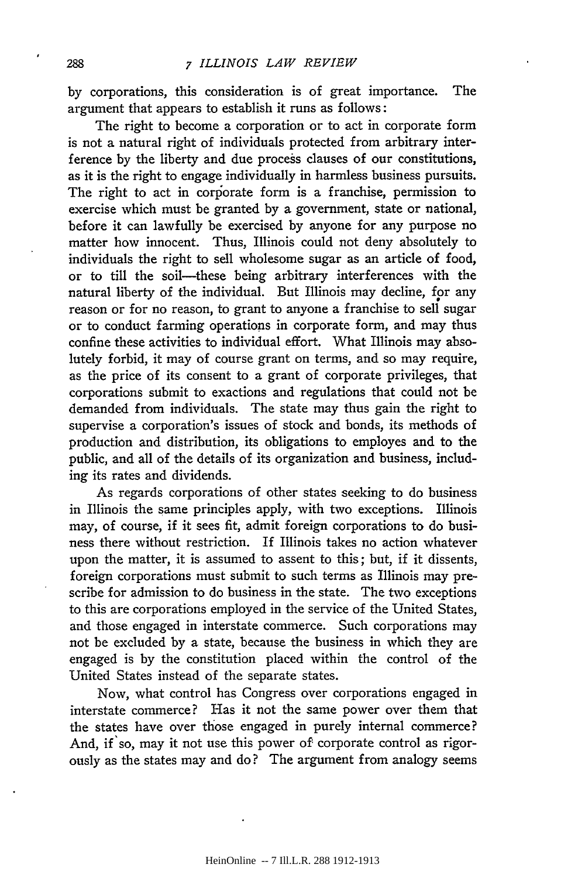by corporations, this consideration is of great importance. The argument that appears to establish it runs as follows:

The right to become a corporation or to act in corporate form is not a natural right of individuals protected from arbitrary interference by the liberty and due process clauses of our constitutions, as it is the right to engage individually in harmless business pursuits. The right to act in corporate form is a franchise, permission to exercise which must be granted by a government, state or national, before it can lawfully be exercised by anyone for any purpose no matter how innocent. Thus, Illinois could not deny absolutely to individuals the right to sell wholesome sugar as an article of food, or to till the soil—these being arbitrary interferences with the natural liberty of the individual. But Illinois may decline, for any reason or for no reason, to grant to anyone a franchise to sell sugar or to conduct farming operations in corporate form, and may thus confine these activities to individual effort. What Illinois may absolutely forbid, it may of course grant on terms, and so may require, as the price of its consent to a grant of corporate privileges, that corporations submit to exactions and regulations that could not be demanded from individuals. The state may thus gain the right to supervise a corporation's issues of stock and bonds, its methods of production and distribution, its obligations to employes and to the public, and all of the details of its organization and business, including its rates and dividends.

As regards corporations of other states seeking to do business in Illinois the same principles apply, with two exceptions. Illinois may, of course, if it sees fit, admit foreign corporations to do business there without restriction. If Illinois takes no action whatever upon the matter, it is assumed to assent to this; but, if it dissents, foreign corporations must submit to such terms as Illinois may prescribe for admission to do business in the state. The two exceptions to this are corporations employed in the service of the United States, and those engaged in interstate commerce. Such corporations may not be excluded by a state, because the business in which they are engaged is by the constitution placed within the control of the United States instead of the separate states.

Now, what control has Congress over corporations engaged in interstate commerce? Has it not the same power over them that the states have over those engaged in purely internal commerce? And, if so, may it not use this power of corporate control as rigorously as the states may and do? The argument from analogy seems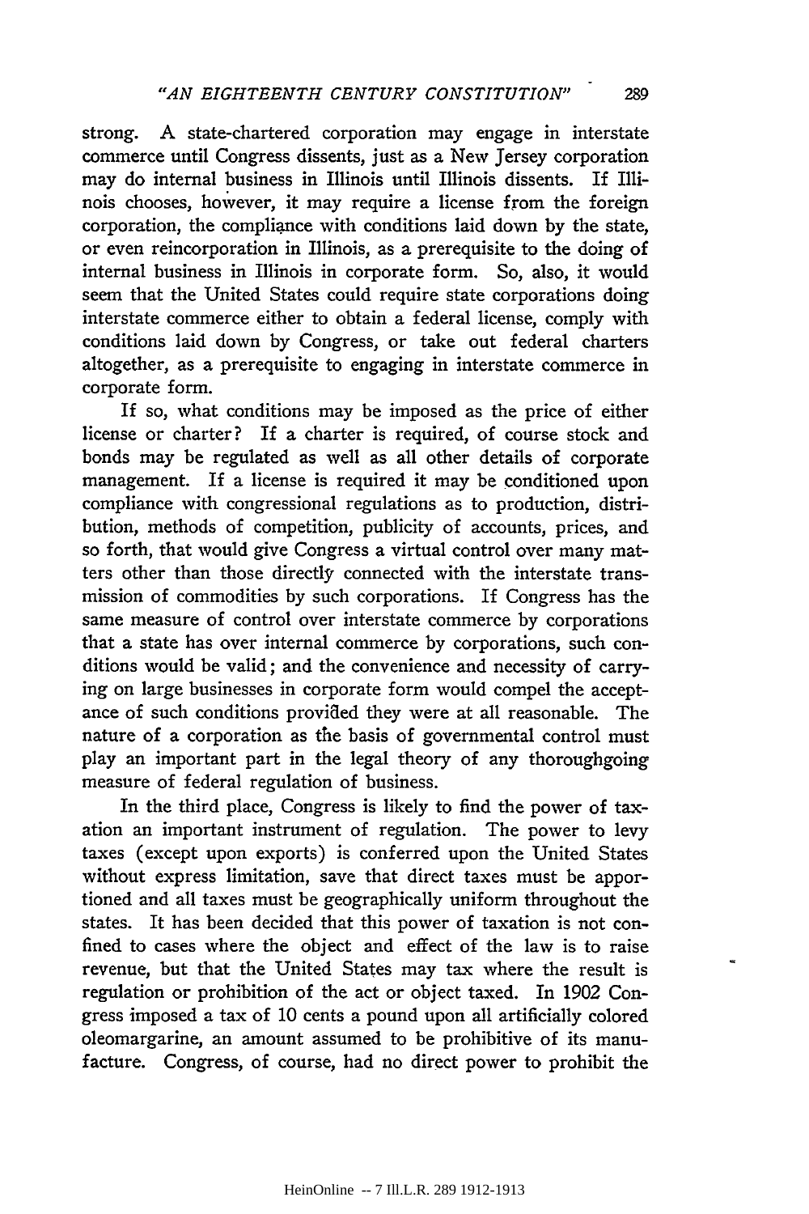strong. A state-chartered corporation may engage in interstate commerce until Congress dissents, just as a New Jersey corporation may do internal business in Illinois until Illinois dissents. If Illinois chooses, however, it may require a license from the foreign corporation, the compliance with conditions laid down by the state, or even reincorporation in Illinois, as a prerequisite to the doing of internal business in Illinois in corporate form. So, also, it would seem that the United States could require state corporations doing interstate commerce either to obtain a federal license, comply with conditions laid down by Congress, or take out federal charters altogether, as a prerequisite to engaging in interstate commerce in corporate form.

If so, what conditions may be imposed as the price of either license or charter? If a charter is required, of course stock and bonds may be regulated as well as all other details of corporate management. If a license is required it may be conditioned upon compliance with congressional regulations as to production, distribution, methods of competition, publicity of accounts, prices, and so forth, that would give Congress a virtual control over many matters other than those directly connected with the interstate transmission of commodities by such corporations. If Congress has the same measure of control over interstate commerce by corporations that a state has over internal commerce by corporations, such conditions would be valid; and the convenience and necessity of carrying on large businesses in corporate form would compel the acceptance of such conditions provided they were at all reasonable. The nature of a corporation as the basis of governmental control must play an important part in the legal theory of any thoroughgoing measure of federal regulation of business.

In the third place, Congress is likely to find the power of taxation an important instrument of regulation. The power to levy taxes (except upon exports) is conferred upon the United States without express limitation, save that direct taxes must be apportioned and all taxes must be geographically uniform throughout the states. It has been decided that this power of taxation is not confined to cases where the object and effect of the law is to raise revenue, but that the United States may tax where the result is regulation or prohibition of the act or object taxed. In 1902 Congress imposed a tax of 10 cents a pound upon all artificially colored oleomargarine, an amount assumed to be prohibitive of its manufacture. Congress, of course, had no direct power to prohibit the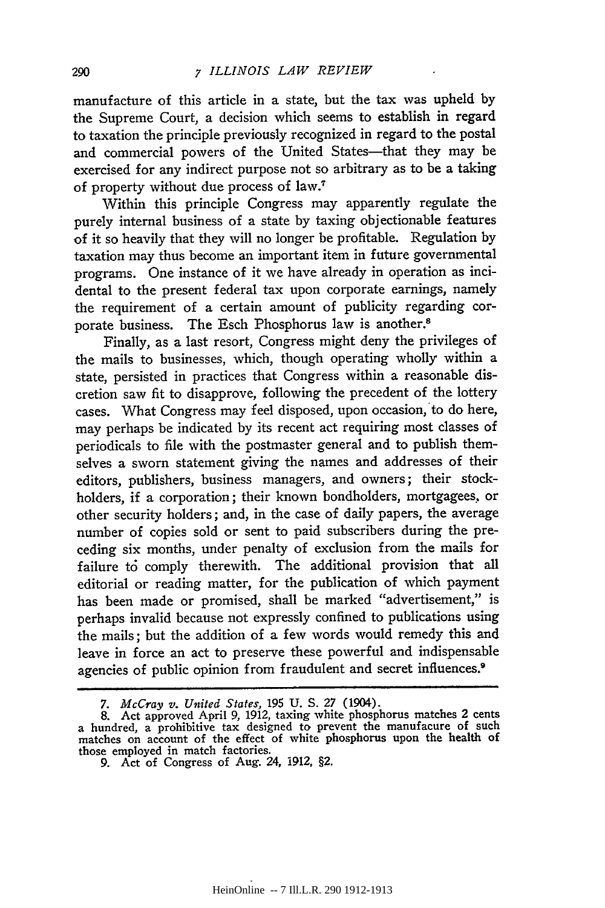manufacture of this article in a state, but the tax was upheld by the Supreme Court, a decision which seems to establish in regard to taxation the principle previously recognized in regard to the postal and commercial powers of the United States—that they may be exercised for any indirect purpose not so arbitrary as to be a taking of property without due process of law.[7]

Within this principle Congress may apparently regulate the purely internal business of a state by taxing objectionable features of it so heavily that they will no longer be profitable. Regulation by taxation may thus become an important item in future governmental programs. One instance of it we have already in operation as incidental to the present federal tax upon corporate earnings, namely the requirement of a certain amount of publicity regarding corporate business. The Esch Phosphorus law is another.[8]

Finally, as a last resort, Congress might deny the privileges of the mails to businesses, which, though operating wholly within a state, persisted in practices that Congress within a reasonable discretion saw fit to disapprove, following the precedent of the lottery cases. What Congress may feel disposed, upon occasion, to do here, may perhaps be indicated by its recent act requiring most classes of periodicals to file with the postmaster general and to publish themselves a sworn statement giving the names and addresses of their editors, publishers, business managers, and owners; their stockholders, if a corporation; their known bondholders, mortgagees, or other security holders; and, in the case of daily papers, the average number of copies sold or sent to paid subscribers during the preceding six months, under penalty of exclusion from the mails for failure to comply therewith. The additional provision that all editorial or reading matter, for the publication of which payment has been made or promised, shall be marked "advertisement," is perhaps invalid because not expressly confined to publications using the mails; but the addition of a few words would remedy this and leave in force an act to preserve these powerful and indispensable agencies of public opinion from fraudulent and secret influences.[9]

---

7. *McCray v. United States*, 195 U. S. 27 (1904).

8. Act approved April 9, 1912, taxing white phosphorus matches 2 cents a hundred, a prohibitive tax designed to prevent the manufacure of such matches on account of the effect of white phosphorus upon the health of those employed in match factories.

9. Act of Congress of Aug. 24, 1912, §2.